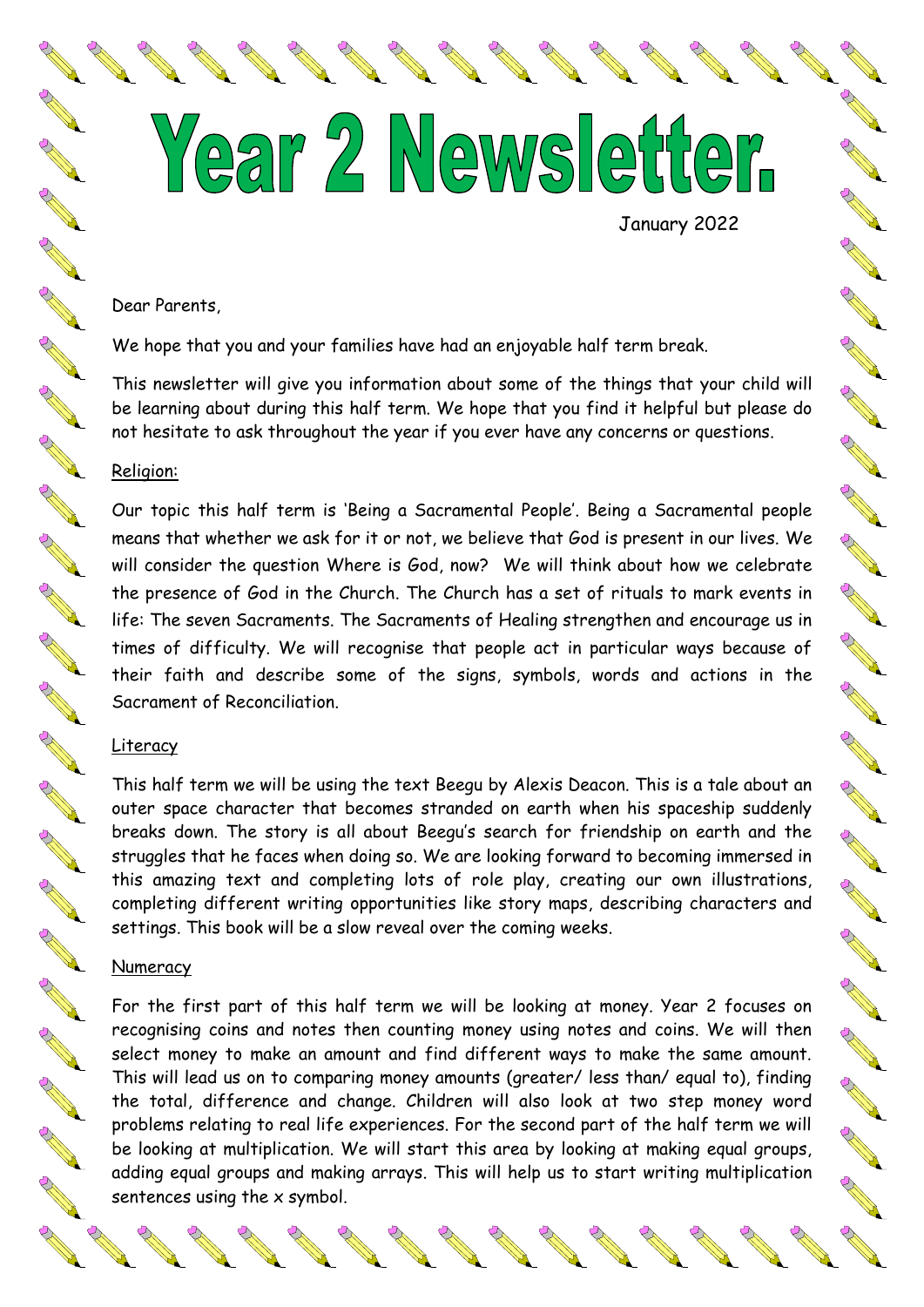# Year 2 Newsletter.

January 2022

Dear Parents,

We hope that you and your families have had an enjoyable half term break.

This newsletter will give you information about some of the things that your child will be learning about during this half term. We hope that you find it helpful but please do not hesitate to ask throughout the year if you ever have any concerns or questions.

## Religion:

Our topic this half term is 'Being a Sacramental People'. Being a Sacramental people means that whether we ask for it or not, we believe that God is present in our lives. We will consider the question Where is God, now? We will think about how we celebrate the presence of God in the Church. The Church has a set of rituals to mark events in life: The seven Sacraments. The Sacraments of Healing strengthen and encourage us in times of difficulty. We will recognise that people act in particular ways because of their faith and describe some of the signs, symbols, words and actions in the Sacrament of Reconciliation.

## Literacy

This half term we will be using the text Beegu by Alexis Deacon. This is a tale about an outer space character that becomes stranded on earth when his spaceship suddenly breaks down. The story is all about Beegu's search for friendship on earth and the struggles that he faces when doing so. We are looking forward to becoming immersed in this amazing text and completing lots of role play, creating our own illustrations, completing different writing opportunities like story maps, describing characters and settings. This book will be a slow reveal over the coming weeks.

## Numeracy

For the first part of this half term we will be looking at money. Year 2 focuses on recognising coins and notes then counting money using notes and coins. We will then select money to make an amount and find different ways to make the same amount. This will lead us on to comparing money amounts (greater/ less than/ equal to), finding the total, difference and change. Children will also look at two step money word problems relating to real life experiences. For the second part of the half term we will be looking at multiplication. We will start this area by looking at making equal groups, adding equal groups and making arrays. This will help us to start writing multiplication sentences using the x symbol.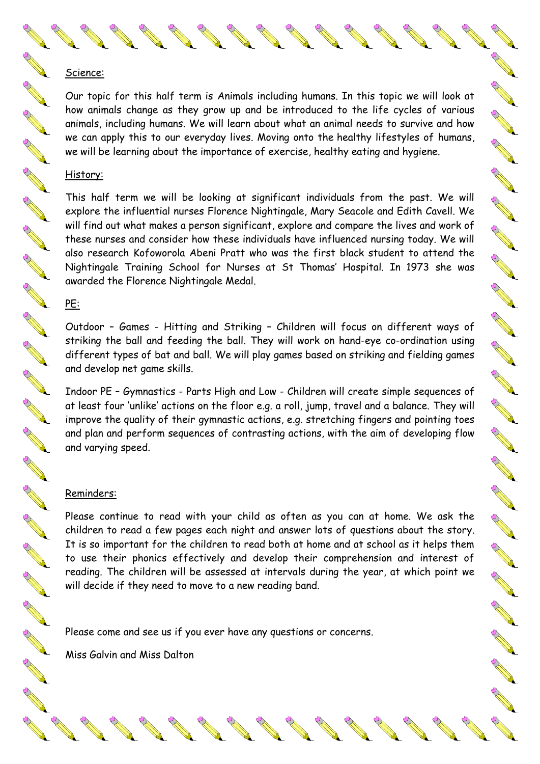Science:

Our topic for this half term is Animals including humans. In this topic we will look at how animals change as they grow up and be introduced to the life cycles of various animals, including humans. We will learn about what an animal needs to survive and how we can apply this to our everyday lives. Moving onto the healthy lifestyles of humans, we will be learning about the importance of exercise, healthy eating and hygiene.

History:

This half term we will be looking at significant individuals from the past. We will explore the influential nurses Florence Nightingale, Mary Seacole and Edith Cavell. We will find out what makes a person significant, explore and compare the lives and work of these nurses and consider how these individuals have influenced nursing today. We will also research Kofoworola Abeni Pratt who was the first black student to attend the Nightingale Training School for Nurses at St Thomas' Hospital. In 1973 she was awarded the Florence Nightingale Medal.

PE:

Outdoor – Games - Hitting and Striking – Children will focus on different ways of striking the ball and feeding the ball. They will work on hand-eye co-ordination using different types of bat and ball. We will play games based on striking and fielding games and develop net game skills.

Indoor PE – Gymnastics - Parts High and Low - Children will create simple sequences of at least four 'unlike' actions on the floor e.g. a roll, jump, travel and a balance. They will improve the quality of their gymnastic actions, e.g. stretching fingers and pointing toes and plan and perform sequences of contrasting actions, with the aim of developing flow and varying speed.

Reminders:

Please continue to read with your child as often as you can at home. We ask the children to read a few pages each night and answer lots of questions about the story. It is so important for the children to read both at home and at school as it helps them to use their phonics effectively and develop their comprehension and interest of reading. The children will be assessed at intervals during the year, at which point we will decide if they need to move to a new reading band.

Please come and see us if you ever have any questions or concerns.

Miss Galvin and Miss Dalton